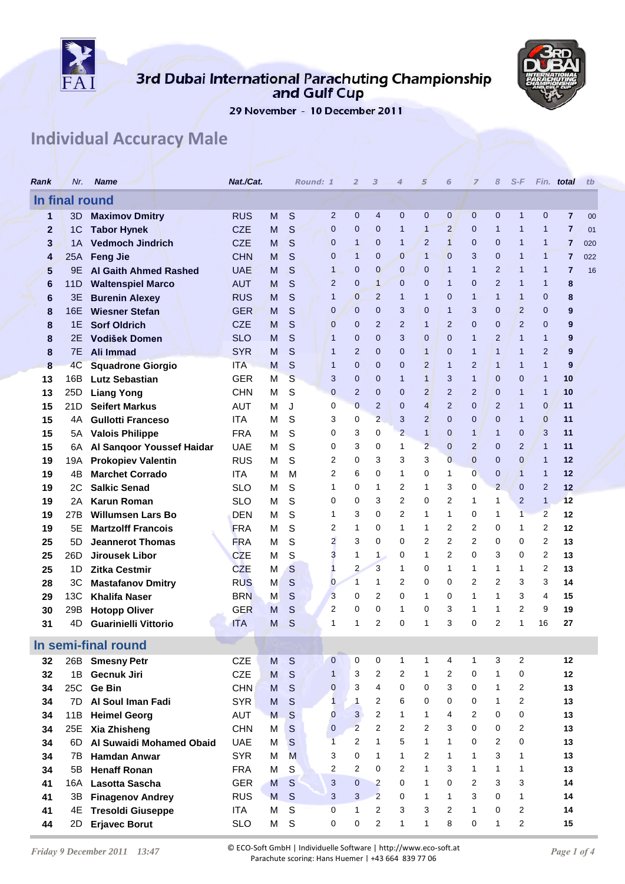# 3rd Dubai International Parachuting Championship and Gulf Cup

29 November - 10 December 2011

## Individual Accuracy Male

| Rank | Nr. | Name | Nat./Cat. | | | Round: 1 | 2 | 3 | 4 | 5 | 6 | 7 | 8 | S-F | Fin. | total | tb |
|---|---|---|---|---|---|---|---|---|---|---|---|---|---|---|---|---|---|
| **In final round** | | | | | | | | | | | | | | | | | |
| 1 | 3D | **Maximov Dmitry** | RUS | M | S | 2 | 0 | 4 | 0 | 0 | 0 | 0 | 0 | 1 | 0 | **7** | 00 |
| 2 | 1C | **Tabor Hynek** | CZE | M | S | 0 | 0 | 0 | 1 | 1 | 2 | 0 | 1 | 1 | 1 | **7** | 01 |
| 3 | 1A | **Vedmoch Jindrich** | CZE | M | S | 0 | 1 | 0 | 1 | 2 | 1 | 0 | 0 | 1 | 1 | **7** | 020 |
| 4 | 25A | **Feng Jie** | CHN | M | S | 0 | 1 | 0 | 0 | 1 | 0 | 3 | 0 | 1 | 1 | **7** | 022 |
| 5 | 9E | **Al Gaith Ahmed Rashed** | UAE | M | S | 1 | 0 | 0 | 0 | 0 | 1 | 1 | 2 | 1 | 1 | **7** | 16 |
| 6 | 11D | **Waltenspiel Marco** | AUT | M | S | 2 | 0 | 1 | 0 | 0 | 1 | 0 | 2 | 1 | 1 | **8** | |
| 6 | 3E | **Burenin Alexey** | RUS | M | S | 1 | 0 | 2 | 1 | 1 | 0 | 1 | 1 | 1 | 0 | **8** | |
| 8 | 16E | **Wiesner Stefan** | GER | M | S | 0 | 0 | 0 | 3 | 0 | 1 | 3 | 0 | 2 | 0 | **9** | |
| 8 | 1E | **Sorf Oldrich** | CZE | M | S | 0 | 0 | 2 | 2 | 1 | 2 | 0 | 0 | 2 | 0 | **9** | |
| 8 | 2E | **Vodišek Domen** | SLO | M | S | 1 | 0 | 0 | 3 | 0 | 0 | 1 | 2 | 1 | 1 | **9** | |
| 8 | 7E | **Ali Immad** | SYR | M | S | 1 | 2 | 0 | 0 | 1 | 0 | 1 | 1 | 1 | 2 | **9** | |
| 8 | 4C | **Squadrone Giorgio** | ITA | M | S | 1 | 0 | 0 | 0 | 2 | 1 | 2 | 1 | 1 | 1 | **9** | |
| 13 | 16B | **Lutz Sebastian** | GER | M | S | 3 | 0 | 0 | 1 | 1 | 3 | 1 | 0 | 0 | 1 | **10** | |
| 13 | 25D | **Liang Yong** | CHN | M | S | 0 | 2 | 0 | 0 | 2 | 2 | 2 | 0 | 1 | 1 | **10** | |
| 15 | 21D | **Seifert Markus** | AUT | M | J | 0 | 0 | 2 | 0 | 4 | 2 | 0 | 2 | 1 | 0 | **11** | |
| 15 | 4A | **Gullotti Franceso** | ITA | M | S | 3 | 0 | 2 | 3 | 2 | 0 | 0 | 0 | 1 | 0 | **11** | |
| 15 | 5A | **Valois Philippe** | FRA | M | S | 0 | 3 | 0 | 2 | 1 | 0 | 1 | 1 | 0 | 3 | **11** | |
| 15 | 6A | **Al Sanqoor Youssef Haidar** | UAE | M | S | 0 | 3 | 0 | 1 | 2 | 0 | 2 | 0 | 2 | 1 | **11** | |
| 19 | 19A | **Prokopiev Valentin** | RUS | M | S | 2 | 0 | 3 | 3 | 3 | 0 | 0 | 0 | 0 | 1 | **12** | |
| 19 | 4B | **Marchet Corrado** | ITA | M | M | 2 | 6 | 0 | 1 | 0 | 1 | 0 | 0 | 1 | 1 | **12** | |
| 19 | 2C | **Salkic Senad** | SLO | M | S | 1 | 0 | 1 | 2 | 1 | 3 | 0 | 2 | 0 | 2 | **12** | |
| 19 | 2A | **Karun Roman** | SLO | M | S | 0 | 0 | 3 | 2 | 0 | 2 | 1 | 1 | 2 | 1 | **12** | |
| 19 | 27B | **Willumsen Lars Bo** | DEN | M | S | 1 | 3 | 0 | 2 | 1 | 1 | 0 | 1 | 1 | 2 | **12** | |
| 19 | 5E | **Martzolff Francois** | FRA | M | S | 2 | 1 | 0 | 1 | 1 | 2 | 2 | 0 | 1 | 2 | **12** | |
| 25 | 5D | **Jeannerot Thomas** | FRA | M | S | 2 | 3 | 0 | 0 | 2 | 2 | 2 | 0 | 0 | 2 | **13** | |
| 25 | 26D | **Jirousek Libor** | CZE | M | S | 3 | 1 | 1 | 0 | 1 | 2 | 0 | 3 | 0 | 2 | **13** | |
| 25 | 1D | **Zitka Cestmir** | CZE | M | S | 1 | 2 | 3 | 1 | 0 | 1 | 1 | 1 | 1 | 2 | **13** | |
| 28 | 3C | **Mastafanov Dmitry** | RUS | M | S | 0 | 1 | 1 | 2 | 0 | 0 | 2 | 2 | 3 | 3 | **14** | |
| 29 | 13C | **Khalifa Naser** | BRN | M | S | 3 | 0 | 2 | 0 | 1 | 0 | 1 | 1 | 3 | 4 | **15** | |
| 30 | 29B | **Hotopp Oliver** | GER | M | S | 2 | 0 | 0 | 1 | 0 | 3 | 1 | 1 | 2 | 9 | **19** | |
| 31 | 4D | **Guarinielli Vittorio** | ITA | M | S | 1 | 1 | 2 | 0 | 1 | 3 | 0 | 2 | 1 | 16 | **27** | |
| **In semi-final round** | | | | | | | | | | | | | | | | | |
| 32 | 26B | **Smesny Petr** | CZE | M | S | 0 | 0 | 0 | 1 | 1 | 4 | 1 | 3 | 2 | | **12** | |
| 32 | 1B | **Gecnuk Jiri** | CZE | M | S | 1 | 3 | 2 | 2 | 1 | 2 | 0 | 1 | 0 | | **12** | |
| 34 | 25C | **Ge Bin** | CHN | M | S | 0 | 3 | 4 | 0 | 0 | 3 | 0 | 1 | 2 | | **13** | |
| 34 | 7D | **Al Soul Iman Fadi** | SYR | M | S | 1 | 1 | 2 | 6 | 0 | 0 | 0 | 1 | 2 | | **13** | |
| 34 | 11B | **Heimel Georg** | AUT | M | S | 0 | 3 | 2 | 1 | 1 | 4 | 2 | 0 | 0 | | **13** | |
| 34 | 25E | **Xia Zhisheng** | CHN | M | S | 0 | 2 | 2 | 2 | 2 | 3 | 0 | 0 | 2 | | **13** | |
| 34 | 6D | **Al Suwaidi Mohamed Obaid** | UAE | M | S | 1 | 2 | 1 | 5 | 1 | 1 | 0 | 2 | 0 | | **13** | |
| 34 | 7B | **Hamdan Anwar** | SYR | M | M | 3 | 0 | 1 | 1 | 2 | 1 | 1 | 3 | 1 | | **13** | |
| 34 | 5B | **Henaff Ronan** | FRA | M | S | 2 | 2 | 0 | 2 | 1 | 3 | 1 | 1 | 1 | | **13** | |
| 41 | 16A | **Lasotta Sascha** | GER | M | S | 3 | 0 | 2 | 0 | 1 | 0 | 2 | 3 | 3 | | **14** | |
| 41 | 3B | **Finagenov Andrey** | RUS | M | S | 3 | 3 | 2 | 0 | 1 | 1 | 3 | 0 | 1 | | **14** | |
| 41 | 4E | **Tresoldi Giuseppe** | ITA | M | S | 0 | 1 | 2 | 3 | 3 | 2 | 1 | 0 | 2 | | **14** | |
| 44 | 2D | **Erjavec Borut** | SLO | M | S | 0 | 0 | 2 | 1 | 1 | 8 | 0 | 1 | 2 | | **15** | |

*Friday 9 December 2011 13:47*

© ECO-Soft GmbH | Individuelle Software | http://www.eco-soft.at
Parachute scoring: Hans Huemer | +43 664 839 77 06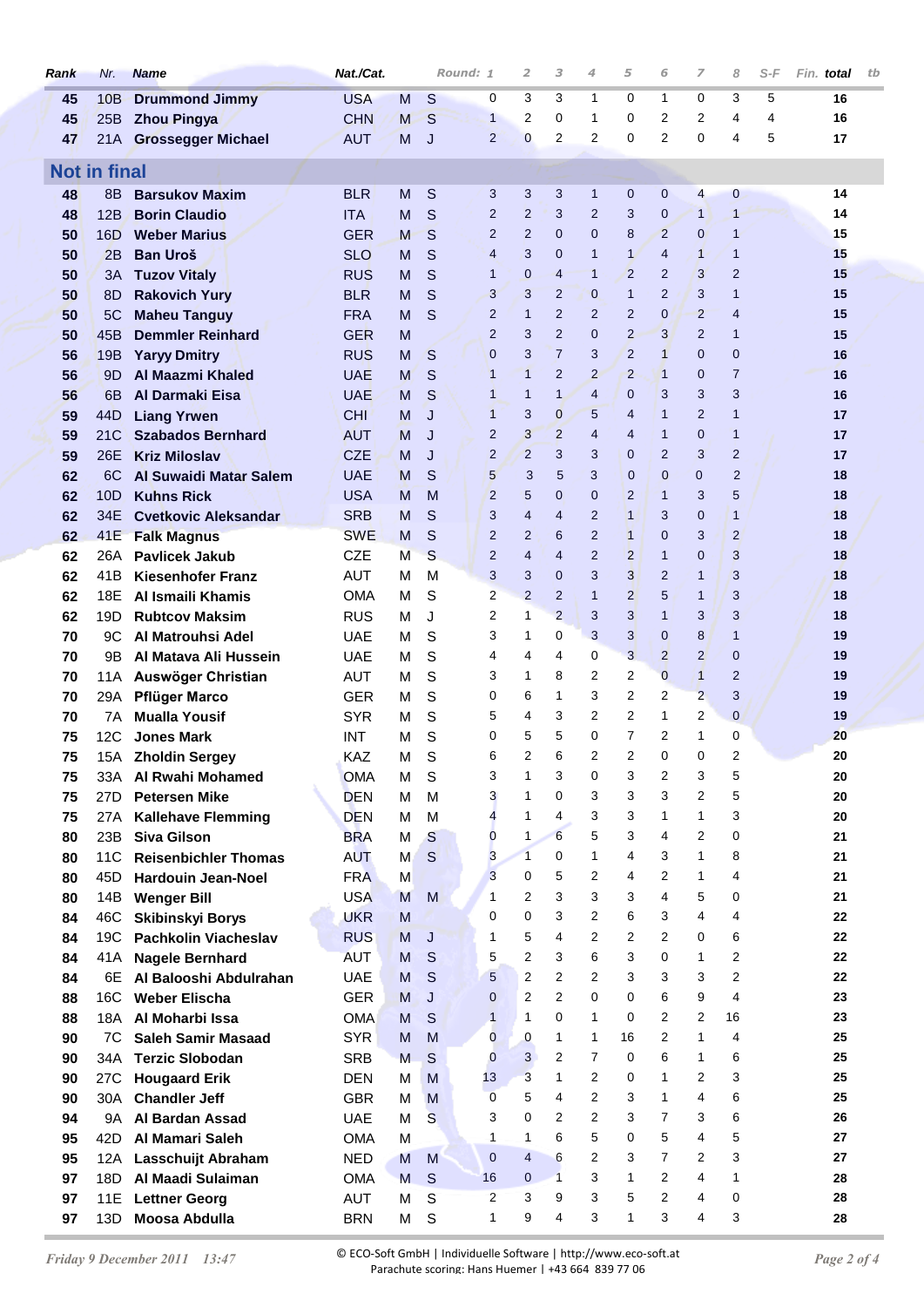| Rank | Nr. | Name | Nat./Cat. | | | Round: 1 | 2 | 3 | 4 | 5 | 6 | 7 | 8 | S-F | Fin. total | tb |
|---|---|---|---|---|---|---|---|---|---|---|---|---|---|---|---|---|
| 45 | 10B | **Drummond Jimmy** | USA | M | S | 0 | 3 | 3 | 1 | 0 | 1 | 0 | 3 | 5 | 16 | |
| 45 | 25B | **Zhou Pingya** | CHN | M | S | 1 | 2 | 0 | 1 | 0 | 2 | 2 | 4 | 4 | 16 | |
| 47 | 21A | **Grossegger Michael** | AUT | M | J | 2 | 0 | 2 | 2 | 0 | 2 | 0 | 4 | 5 | 17 | |
| **Not in final** | | | | | | | | | | | | | | | | |
| 48 | 8B | **Barsukov Maxim** | BLR | M | S | 3 | 3 | 3 | 1 | 0 | 0 | 4 | 0 | | 14 | |
| 48 | 12B | **Borin Claudio** | ITA | M | S | 2 | 2 | 3 | 2 | 3 | 0 | 1 | 1 | | 14 | |
| 50 | 16D | **Weber Marius** | GER | M | S | 2 | 2 | 0 | 0 | 8 | 2 | 0 | 1 | | 15 | |
| 50 | 2B | **Ban Uroš** | SLO | M | S | 4 | 3 | 0 | 1 | 1 | 4 | 1 | 1 | | 15 | |
| 50 | 3A | **Tuzov Vitaly** | RUS | M | S | 1 | 0 | 4 | 1 | 2 | 2 | 3 | 2 | | 15 | |
| 50 | 8D | **Rakovich Yury** | BLR | M | S | 3 | 3 | 2 | 0 | 1 | 2 | 3 | 1 | | 15 | |
| 50 | 5C | **Maheu Tanguy** | FRA | M | S | 2 | 1 | 2 | 2 | 2 | 0 | 2 | 4 | | 15 | |
| 50 | 45B | **Demmler Reinhard** | GER | M | | 2 | 3 | 2 | 0 | 2 | 3 | 2 | 1 | | 15 | |
| 56 | 19B | **Yaryy Dmitry** | RUS | M | S | 0 | 3 | 7 | 3 | 2 | 1 | 0 | 0 | | 16 | |
| 56 | 9D | **Al Maazmi Khaled** | UAE | M | S | 1 | 1 | 2 | 2 | 2 | 1 | 0 | 7 | | 16 | |
| 56 | 6B | **Al Darmaki Eisa** | UAE | M | S | 1 | 1 | 1 | 4 | 0 | 3 | 3 | 3 | | 16 | |
| 59 | 44D | **Liang Yrwen** | CHI | M | J | 1 | 3 | 0 | 5 | 4 | 1 | 2 | 1 | | 17 | |
| 59 | 21C | **Szabados Bernhard** | AUT | M | J | 2 | 3 | 2 | 4 | 4 | 1 | 0 | 1 | | 17 | |
| 59 | 26E | **Kriz Miloslav** | CZE | M | J | 2 | 2 | 3 | 3 | 0 | 2 | 3 | 2 | | 17 | |
| 62 | 6C | **Al Suwaidi Matar Salem** | UAE | M | S | 5 | 3 | 5 | 3 | 0 | 0 | 0 | 2 | | 18 | |
| 62 | 10D | **Kuhns Rick** | USA | M | M | 2 | 5 | 0 | 0 | 2 | 1 | 3 | 5 | | 18 | |
| 62 | 34E | **Cvetkovic Aleksandar** | SRB | M | S | 3 | 4 | 4 | 2 | 1 | 3 | 0 | 1 | | 18 | |
| 62 | 41E | **Falk Magnus** | SWE | M | S | 2 | 2 | 6 | 2 | 1 | 0 | 3 | 2 | | 18 | |
| 62 | 26A | **Pavlicek Jakub** | CZE | M | S | 2 | 4 | 4 | 2 | 2 | 1 | 0 | 3 | | 18 | |
| 62 | 41B | **Kiesenhofer Franz** | AUT | M | M | 3 | 3 | 0 | 3 | 3 | 2 | 1 | 3 | | 18 | |
| 62 | 18E | **Al Ismaili Khamis** | OMA | M | S | 2 | 2 | 2 | 1 | 2 | 5 | 1 | 3 | | 18 | |
| 62 | 19D | **Rubtcov Maksim** | RUS | M | J | 2 | 1 | 2 | 3 | 3 | 1 | 3 | 3 | | 18 | |
| 70 | 9C | **Al Matrouhsi Adel** | UAE | M | S | 3 | 1 | 0 | 3 | 3 | 0 | 8 | 1 | | 19 | |
| 70 | 9B | **Al Matava Ali Hussein** | UAE | M | S | 4 | 4 | 4 | 0 | 3 | 2 | 2 | 0 | | 19 | |
| 70 | 11A | **Auswöger Christian** | AUT | M | S | 3 | 1 | 8 | 2 | 2 | 0 | 1 | 2 | | 19 | |
| 70 | 29A | **Pflüger Marco** | GER | M | S | 0 | 6 | 1 | 3 | 2 | 2 | 2 | 3 | | 19 | |
| 70 | 7A | **Mualla Yousif** | SYR | M | S | 5 | 4 | 3 | 2 | 2 | 1 | 2 | 0 | | 19 | |
| 75 | 12C | **Jones Mark** | INT | M | S | 0 | 5 | 5 | 0 | 7 | 2 | 1 | 0 | | 20 | |
| 75 | 15A | **Zholdin Sergey** | KAZ | M | S | 6 | 2 | 6 | 2 | 2 | 0 | 0 | 2 | | 20 | |
| 75 | 33A | **Al Rwahi Mohamed** | OMA | M | S | 3 | 1 | 3 | 0 | 3 | 2 | 3 | 5 | | 20 | |
| 75 | 27D | **Petersen Mike** | DEN | M | M | 3 | 1 | 0 | 3 | 3 | 3 | 2 | 5 | | 20 | |
| 75 | 27A | **Kallehave Flemming** | DEN | M | M | 4 | 1 | 4 | 3 | 3 | 1 | 1 | 3 | | 20 | |
| 80 | 23B | **Siva Gilson** | BRA | M | S | 0 | 1 | 6 | 5 | 3 | 4 | 2 | 0 | | 21 | |
| 80 | 11C | **Reisenbichler Thomas** | AUT | M | S | 3 | 1 | 0 | 1 | 4 | 3 | 1 | 8 | | 21 | |
| 80 | 45D | **Hardouin Jean-Noel** | FRA | M | | 3 | 0 | 5 | 2 | 4 | 2 | 1 | 4 | | 21 | |
| 80 | 14B | **Wenger Bill** | USA | M | M | 1 | 2 | 3 | 3 | 3 | 4 | 5 | 0 | | 21 | |
| 84 | 46C | **Skibinskyi Borys** | UKR | M | | 0 | 0 | 3 | 2 | 6 | 3 | 4 | 4 | | 22 | |
| 84 | 19C | **Pachkolin Viacheslav** | RUS | M | J | 1 | 5 | 4 | 2 | 2 | 2 | 0 | 6 | | 22 | |
| 84 | 41A | **Nagele Bernhard** | AUT | M | S | 5 | 2 | 3 | 6 | 3 | 0 | 1 | 2 | | 22 | |
| 84 | 6E | **Al Balooshi Abdulrahan** | UAE | M | S | 5 | 2 | 2 | 2 | 3 | 3 | 3 | 2 | | 22 | |
| 88 | 16C | **Weber Elischa** | GER | M | J | 0 | 2 | 2 | 0 | 0 | 6 | 9 | 4 | | 23 | |
| 88 | 18A | **Al Moharbi Issa** | OMA | M | S | 1 | 1 | 0 | 1 | 0 | 2 | 2 | 16 | | 23 | |
| 90 | 7C | **Saleh Samir Masaad** | SYR | M | M | 0 | 0 | 1 | 1 | 16 | 2 | 1 | 4 | | 25 | |
| 90 | 34A | **Terzic Slobodan** | SRB | M | S | 0 | 3 | 2 | 7 | 0 | 6 | 1 | 6 | | 25 | |
| 90 | 27C | **Hougaard Erik** | DEN | M | M | 13 | 3 | 1 | 2 | 0 | 1 | 2 | 3 | | 25 | |
| 90 | 30A | **Chandler Jeff** | GBR | M | M | 0 | 5 | 4 | 2 | 3 | 1 | 4 | 6 | | 25 | |
| 94 | 9A | **Al Bardan Assad** | UAE | M | S | 3 | 0 | 2 | 2 | 3 | 7 | 3 | 6 | | 26 | |
| 95 | 42D | **Al Mamari Saleh** | OMA | M | | 1 | 1 | 6 | 5 | 0 | 5 | 4 | 5 | | 27 | |
| 95 | 12A | **Lasschuijt Abraham** | NED | M | M | 0 | 4 | 6 | 2 | 3 | 7 | 2 | 3 | | 27 | |
| 97 | 18D | **Al Maadi Sulaiman** | OMA | M | S | 16 | 0 | 1 | 3 | 1 | 2 | 4 | 1 | | 28 | |
| 97 | 11E | **Lettner Georg** | AUT | M | S | 2 | 3 | 9 | 3 | 5 | 2 | 4 | 0 | | 28 | |
| 97 | 13D | **Moosa Abdulla** | BRN | M | S | 1 | 9 | 4 | 3 | 1 | 3 | 4 | 3 | | 28 | |

*Friday 9 December 2011 13:47*

© ECO-Soft GmbH | Individuelle Software | http://www.eco-soft.at
Parachute scoring: Hans Huemer | +43 664 839 77 06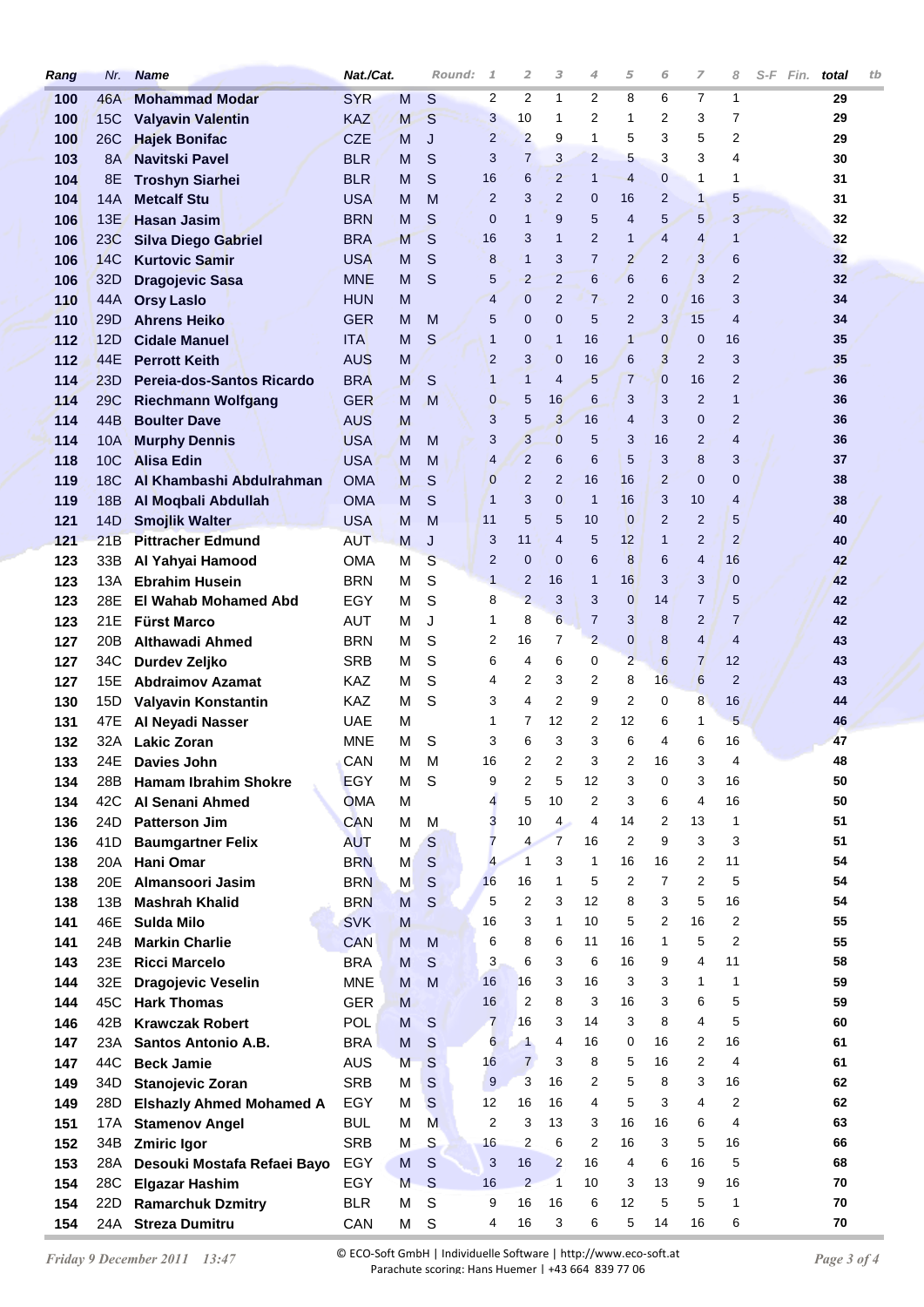| Rang | Nr. | Name | Nat./Cat. | | Round: | 1 | 2 | 3 | 4 | 5 | 6 | 7 | 8 | S-F | Fin. | total | tb |
|---|---|---|---|---|---|---|---|---|---|---|---|---|---|---|---|---|---|
| 100 | 46A | Mohammad Modar | SYR | M | S | 2 | 2 | 1 | 2 | 8 | 6 | 7 | 1 | | | 29 | |
| 100 | 15C | Valyavin Valentin | KAZ | M | S | 3 | 10 | 1 | 2 | 1 | 2 | 3 | 7 | | | 29 | |
| 100 | 26C | Hajek Bonifac | CZE | M | J | 2 | 2 | 9 | 1 | 5 | 3 | 5 | 2 | | | 29 | |
| 103 | 8A | Navitski Pavel | BLR | M | S | 3 | 7 | 3 | 2 | 5 | 3 | 3 | 4 | | | 30 | |
| 104 | 8E | Troshyn Siarhei | BLR | M | S | 16 | 6 | 2 | 1 | 4 | 0 | 1 | 1 | | | 31 | |
| 104 | 14A | Metcalf Stu | USA | M | M | 2 | 3 | 2 | 0 | 16 | 2 | 1 | 5 | | | 31 | |
| 106 | 13E | Hasan Jasim | BRN | M | S | 0 | 1 | 9 | 5 | 4 | 5 | 5 | 3 | | | 32 | |
| 106 | 23C | Silva Diego Gabriel | BRA | M | S | 16 | 3 | 1 | 2 | 1 | 4 | 4 | 1 | | | 32 | |
| 106 | 14C | Kurtovic Samir | USA | M | S | 8 | 1 | 3 | 7 | 2 | 2 | 3 | 6 | | | 32 | |
| 106 | 32D | Dragojevic Sasa | MNE | M | S | 5 | 2 | 2 | 6 | 6 | 6 | 3 | 2 | | | 32 | |
| 110 | 44A | Orsy Laslo | HUN | M | | 4 | 0 | 2 | 7 | 2 | 0 | 16 | 3 | | | 34 | |
| 110 | 29D | Ahrens Heiko | GER | M | M | 5 | 0 | 0 | 5 | 2 | 3 | 15 | 4 | | | 34 | |
| 112 | 12D | Cidale Manuel | ITA | M | S | 1 | 0 | 1 | 16 | 1 | 0 | 0 | 16 | | | 35 | |
| 112 | 44E | Perrott Keith | AUS | M | | 2 | 3 | 0 | 16 | 6 | 3 | 2 | 3 | | | 35 | |
| 114 | 23D | Pereia-dos-Santos Ricardo | BRA | M | S | 1 | 1 | 4 | 5 | 7 | 0 | 16 | 2 | | | 36 | |
| 114 | 29C | Riechmann Wolfgang | GER | M | M | 0 | 5 | 16 | 6 | 3 | 3 | 2 | 1 | | | 36 | |
| 114 | 44B | Boulter Dave | AUS | M | | 3 | 5 | 3 | 16 | 4 | 3 | 0 | 2 | | | 36 | |
| 114 | 10A | Murphy Dennis | USA | M | M | 3 | 3 | 0 | 5 | 3 | 16 | 2 | 4 | | | 36 | |
| 118 | 10C | Alisa Edin | USA | M | M | 4 | 2 | 6 | 6 | 5 | 3 | 8 | 3 | | | 37 | |
| 119 | 18C | Al Khambashi Abdulrahman | OMA | M | S | 0 | 2 | 2 | 16 | 16 | 2 | 0 | 0 | | | 38 | |
| 119 | 18B | Al Moqbali Abdullah | OMA | M | S | 1 | 3 | 0 | 1 | 16 | 3 | 10 | 4 | | | 38 | |
| 121 | 14D | Smojlik Walter | USA | M | M | 11 | 5 | 5 | 10 | 0 | 2 | 2 | 5 | | | 40 | |
| 121 | 21B | Pittracher Edmund | AUT | M | J | 3 | 11 | 4 | 5 | 12 | 1 | 2 | 2 | | | 40 | |
| 123 | 33B | Al Yahyai Hamood | OMA | M | S | 2 | 0 | 0 | 6 | 8 | 6 | 4 | 16 | | | 42 | |
| 123 | 13A | Ebrahim Husein | BRN | M | S | 1 | 2 | 16 | 1 | 16 | 3 | 3 | 0 | | | 42 | |
| 123 | 28E | El Wahab Mohamed Abd | EGY | M | S | 8 | 2 | 3 | 3 | 0 | 14 | 7 | 5 | | | 42 | |
| 123 | 21E | Fürst Marco | AUT | M | J | 1 | 8 | 6 | 7 | 3 | 8 | 2 | 7 | | | 42 | |
| 127 | 20B | Althawadi Ahmed | BRN | M | S | 2 | 16 | 7 | 2 | 0 | 8 | 4 | 4 | | | 43 | |
| 127 | 34C | Durdev Zeljko | SRB | M | S | 6 | 4 | 6 | 0 | 2 | 6 | 7 | 12 | | | 43 | |
| 127 | 15E | Abdraimov Azamat | KAZ | M | S | 4 | 2 | 3 | 2 | 8 | 16 | 6 | 2 | | | 43 | |
| 130 | 15D | Valyavin Konstantin | KAZ | M | S | 3 | 4 | 2 | 9 | 2 | 0 | 8 | 16 | | | 44 | |
| 131 | 47E | Al Neyadi Nasser | UAE | M | | 1 | 7 | 12 | 2 | 12 | 6 | 1 | 5 | | | 46 | |
| 132 | 32A | Lakic Zoran | MNE | M | S | 3 | 6 | 3 | 3 | 6 | 4 | 6 | 16 | | | 47 | |
| 133 | 24E | Davies John | CAN | M | M | 16 | 2 | 2 | 3 | 2 | 16 | 3 | 4 | | | 48 | |
| 134 | 28B | Hamam Ibrahim Shokre | EGY | M | S | 9 | 2 | 5 | 12 | 3 | 0 | 3 | 16 | | | 50 | |
| 134 | 42C | Al Senani Ahmed | OMA | M | | 4 | 5 | 10 | 2 | 3 | 6 | 4 | 16 | | | 50 | |
| 136 | 24D | Patterson Jim | CAN | M | M | 3 | 10 | 4 | 4 | 14 | 2 | 13 | 1 | | | 51 | |
| 136 | 41D | Baumgartner Felix | AUT | M | S | 7 | 4 | 7 | 16 | 2 | 9 | 3 | 3 | | | 51 | |
| 138 | 20A | Hani Omar | BRN | M | S | 4 | 1 | 3 | 1 | 16 | 16 | 2 | 11 | | | 54 | |
| 138 | 20E | Almansoori Jasim | BRN | M | S | 16 | 16 | 1 | 5 | 2 | 7 | 2 | 5 | | | 54 | |
| 138 | 13B | Mashrah Khalid | BRN | M | S | 5 | 2 | 3 | 12 | 8 | 3 | 5 | 16 | | | 54 | |
| 141 | 46E | Sulda Milo | SVK | M | | 16 | 3 | 1 | 10 | 5 | 2 | 16 | 2 | | | 55 | |
| 141 | 24B | Markin Charlie | CAN | M | M | 6 | 8 | 6 | 11 | 16 | 1 | 5 | 2 | | | 55 | |
| 143 | 23E | Ricci Marcelo | BRA | M | S | 3 | 6 | 3 | 6 | 16 | 9 | 4 | 11 | | | 58 | |
| 144 | 32E | Dragojevic Veselin | MNE | M | M | 16 | 16 | 3 | 16 | 3 | 3 | 1 | 1 | | | 59 | |
| 144 | 45C | Hark Thomas | GER | M | | 16 | 2 | 8 | 3 | 16 | 3 | 6 | 5 | | | 59 | |
| 146 | 42B | Krawczak Robert | POL | M | S | 7 | 16 | 3 | 14 | 3 | 8 | 4 | 5 | | | 60 | |
| 147 | 23A | Santos Antonio A.B. | BRA | M | S | 6 | 1 | 4 | 16 | 0 | 16 | 2 | 16 | | | 61 | |
| 147 | 44C | Beck Jamie | AUS | M | S | 16 | 7 | 3 | 8 | 5 | 16 | 2 | 4 | | | 61 | |
| 149 | 34D | Stanojevic Zoran | SRB | M | S | 9 | 3 | 16 | 2 | 5 | 8 | 3 | 16 | | | 62 | |
| 149 | 28D | Elshazly Ahmed Mohamed A | EGY | M | S | 12 | 16 | 16 | 4 | 5 | 3 | 4 | 2 | | | 62 | |
| 151 | 17A | Stamenov Angel | BUL | M | M | 2 | 3 | 13 | 3 | 16 | 16 | 6 | 4 | | | 63 | |
| 152 | 34B | Zmiric Igor | SRB | M | S | 16 | 2 | 6 | 2 | 16 | 3 | 5 | 16 | | | 66 | |
| 153 | 28A | Desouki Mostafa Refaei Bayo | EGY | M | S | 3 | 16 | 2 | 16 | 4 | 6 | 16 | 5 | | | 68 | |
| 154 | 28C | Elgazar Hashim | EGY | M | S | 16 | 2 | 1 | 10 | 3 | 13 | 9 | 16 | | | 70 | |
| 154 | 22D | Ramarchuk Dzmitry | BLR | M | S | 9 | 16 | 16 | 6 | 12 | 5 | 5 | 1 | | | 70 | |
| 154 | 24A | Streza Dumitru | CAN | M | S | 4 | 16 | 3 | 6 | 5 | 14 | 16 | 6 | | | 70 | |

*Friday 9 December 2011 13:47*

© ECO-Soft GmbH | Individuelle Software | http://www.eco-soft.at
Parachute scoring: Hans Huemer | +43 664 839 77 06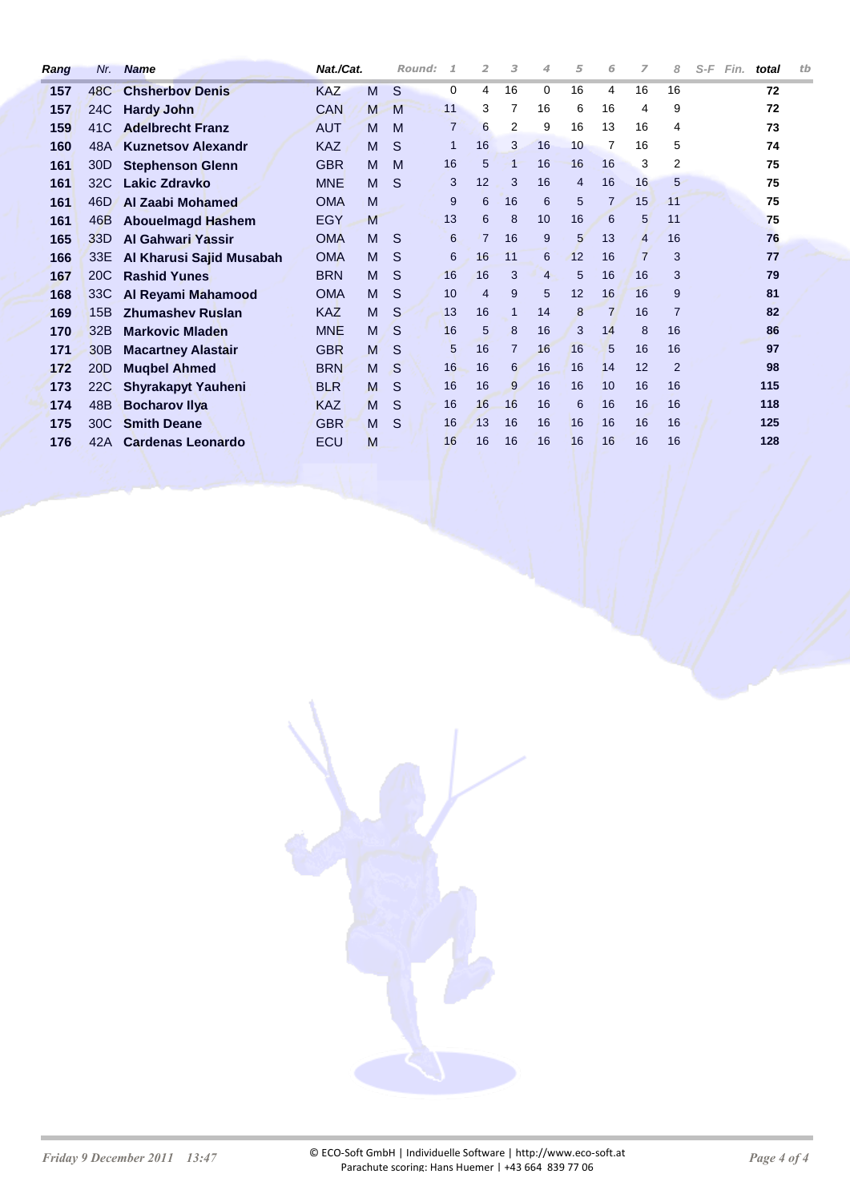| Rang | Nr. | Name | Nat./Cat. | | Round: | 1 | 2 | 3 | 4 | 5 | 6 | 7 | 8 | S-F | Fin. | total | tb |
|---|---|---|---|---|---|---|---|---|---|---|---|---|---|---|---|---|---|
| 157 | 48C | Chsherbov Denis | KAZ | M | S | 0 | 4 | 16 | 0 | 16 | 4 | 16 | 16 | | | 72 | |
| 157 | 24C | Hardy John | CAN | M | M | 11 | 3 | 7 | 16 | 6 | 16 | 4 | 9 | | | 72 | |
| 159 | 41C | Adelbrecht Franz | AUT | M | M | 7 | 6 | 2 | 9 | 16 | 13 | 16 | 4 | | | 73 | |
| 160 | 48A | Kuznetsov Alexandr | KAZ | M | S | 1 | 16 | 3 | 16 | 10 | 7 | 16 | 5 | | | 74 | |
| 161 | 30D | Stephenson Glenn | GBR | M | M | 16 | 5 | 1 | 16 | 16 | 16 | 3 | 2 | | | 75 | |
| 161 | 32C | Lakic Zdravko | MNE | M | S | 3 | 12 | 3 | 16 | 4 | 16 | 16 | 5 | | | 75 | |
| 161 | 46D | Al Zaabi Mohamed | OMA | M | | 9 | 6 | 16 | 6 | 5 | 7 | 15 | 11 | | | 75 | |
| 161 | 46B | Abouelmagd Hashem | EGY | M | | 13 | 6 | 8 | 10 | 16 | 6 | 5 | 11 | | | 75 | |
| 165 | 33D | Al Gahwari Yassir | OMA | M | S | 6 | 7 | 16 | 9 | 5 | 13 | 4 | 16 | | | 76 | |
| 166 | 33E | Al Kharusi Sajid Musabah | OMA | M | S | 6 | 16 | 11 | 6 | 12 | 16 | 7 | 3 | | | 77 | |
| 167 | 20C | Rashid Yunes | BRN | M | S | 16 | 16 | 3 | 4 | 5 | 16 | 16 | 3 | | | 79 | |
| 168 | 33C | Al Reyami Mahamood | OMA | M | S | 10 | 4 | 9 | 5 | 12 | 16 | 16 | 9 | | | 81 | |
| 169 | 15B | Zhumashev Ruslan | KAZ | M | S | 13 | 16 | 1 | 14 | 8 | 7 | 16 | 7 | | | 82 | |
| 170 | 32B | Markovic Mladen | MNE | M | S | 16 | 5 | 8 | 16 | 3 | 14 | 8 | 16 | | | 86 | |
| 171 | 30B | Macartney Alastair | GBR | M | S | 5 | 16 | 7 | 16 | 16 | 5 | 16 | 16 | | | 97 | |
| 172 | 20D | Muqbel Ahmed | BRN | M | S | 16 | 16 | 6 | 16 | 16 | 14 | 12 | 2 | | | 98 | |
| 173 | 22C | Shyrakapyt Yauheni | BLR | M | S | 16 | 16 | 9 | 16 | 16 | 10 | 16 | 16 | | | 115 | |
| 174 | 48B | Bocharov Ilya | KAZ | M | S | 16 | 16 | 16 | 16 | 6 | 16 | 16 | 16 | | | 118 | |
| 175 | 30C | Smith Deane | GBR | M | S | 16 | 13 | 16 | 16 | 16 | 16 | 16 | 16 | | | 125 | |
| 176 | 42A | Cardenas Leonardo | ECU | M | | 16 | 16 | 16 | 16 | 16 | 16 | 16 | 16 | | | 128 | |

Friday 9 December 2011 13:47

© ECO-Soft GmbH | Individuelle Software | http://www.eco-soft.at
Parachute scoring: Hans Huemer | +43 664 839 77 06